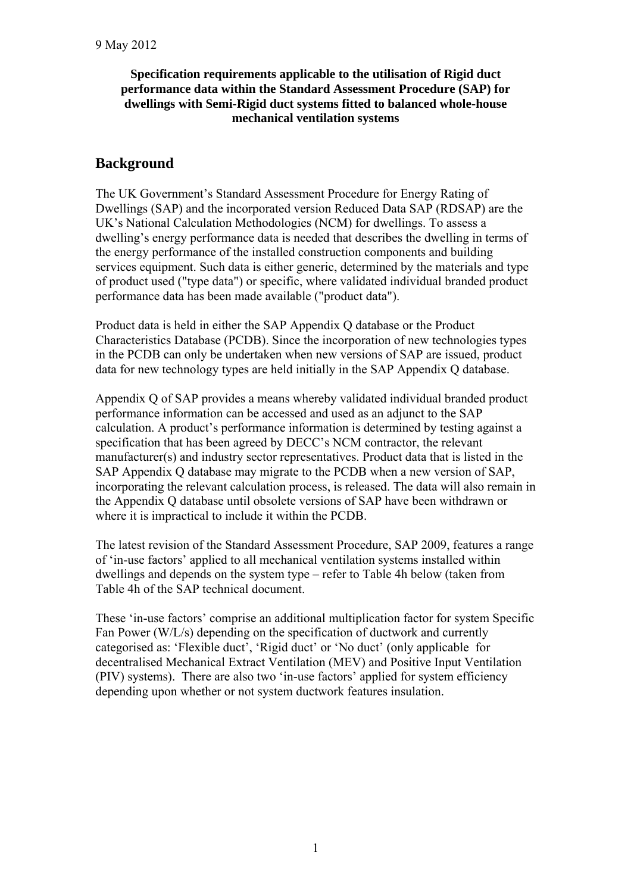9 May 2012

**Specification requirements applicable to the utilisation of Rigid duct performance data within the Standard Assessment Procedure (SAP) for dwellings with Semi-Rigid duct systems fitted to balanced whole-house mechanical ventilation systems**

## Background

The UK Government's Standard Assessment Procedure for Energy Rating of Dwellings (SAP) and the incorporated version Reduced Data SAP (RDSAP) are the UK's National Calculation Methodologies (NCM) for dwellings. To assess a dwelling's energy performance data is needed that describes the dwelling in terms of the energy performance of the installed construction components and building services equipment. Such data is either generic, determined by the materials and type of product used ("type data") or specific, where validated individual branded product performance data has been made available ("product data").

Product data is held in either the SAP Appendix Q database or the Product Characteristics Database (PCDB). Since the incorporation of new technologies types in the PCDB can only be undertaken when new versions of SAP are issued, product data for new technology types are held initially in the SAP Appendix Q database.

Appendix Q of SAP provides a means whereby validated individual branded product performance information can be accessed and used as an adjunct to the SAP calculation. A product's performance information is determined by testing against a specification that has been agreed by DECC's NCM contractor, the relevant manufacturer(s) and industry sector representatives. Product data that is listed in the SAP Appendix Q database may migrate to the PCDB when a new version of SAP, incorporating the relevant calculation process, is released. The data will also remain in the Appendix Q database until obsolete versions of SAP have been withdrawn or where it is impractical to include it within the PCDB.

The latest revision of the Standard Assessment Procedure, SAP 2009, features a range of 'in-use factors' applied to all mechanical ventilation systems installed within dwellings and depends on the system type – refer to Table 4h below (taken from Table 4h of the SAP technical document.

These 'in-use factors' comprise an additional multiplication factor for system Specific Fan Power (W/L/s) depending on the specification of ductwork and currently categorised as: 'Flexible duct', 'Rigid duct' or 'No duct' (only applicable for decentralised Mechanical Extract Ventilation (MEV) and Positive Input Ventilation (PIV) systems). There are also two 'in-use factors' applied for system efficiency depending upon whether or not system ductwork features insulation.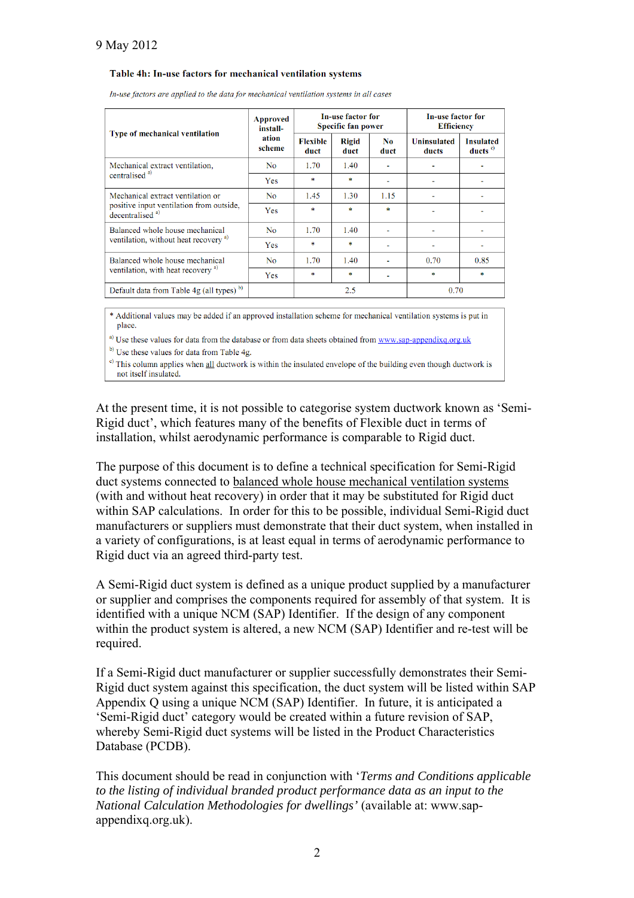9 May 2012

**Table 4h: In-use factors for mechanical ventilation systems**

*In-use factors are applied to the data for mechanical ventilation systems in all cases*

| Type of mechanical ventilation | Approved installation scheme | In-use factor for Specific fan power | | | In-use factor for Efficiency | |
|---|---|---|---|---|---|---|
| | | Flexible duct | Rigid duct | No duct | Uninsulated ducts | Insulated ducts [c] |
| Mechanical extract ventilation, centralised [a] | No | 1.70 | 1.40 | - | - | - |
| | Yes | * | * | - | - | - |
| Mechanical extract ventilation or positive input ventilation from outside, decentralised [a] | No | 1.45 | 1.30 | 1.15 | - | - |
| | Yes | * | * | * | - | - |
| Balanced whole house mechanical ventilation, without heat recovery [a] | No | 1.70 | 1.40 | - | - | - |
| | Yes | * | * | - | - | - |
| Balanced whole house mechanical ventilation, with heat recovery [a] | No | 1.70 | 1.40 | - | 0.70 | 0.85 |
| | Yes | * | * | - | * | * |
| Default data from Table 4g (all types) [b] | | 2.5 | | | 0.70 | |

\* Additional values may be added if an approved installation scheme for mechanical ventilation systems is put in place.

[a] Use these values for data from the database or from data sheets obtained from www.sap-appendixq.org.uk

[b] Use these values for data from Table 4g.

[c] This column applies when all ductwork is within the insulated envelope of the building even though ductwork is not itself insulated.

At the present time, it is not possible to categorise system ductwork known as 'Semi-Rigid duct', which features many of the benefits of Flexible duct in terms of installation, whilst aerodynamic performance is comparable to Rigid duct.

The purpose of this document is to define a technical specification for Semi-Rigid duct systems connected to balanced whole house mechanical ventilation systems (with and without heat recovery) in order that it may be substituted for Rigid duct within SAP calculations. In order for this to be possible, individual Semi-Rigid duct manufacturers or suppliers must demonstrate that their duct system, when installed in a variety of configurations, is at least equal in terms of aerodynamic performance to Rigid duct via an agreed third-party test.

A Semi-Rigid duct system is defined as a unique product supplied by a manufacturer or supplier and comprises the components required for assembly of that system. It is identified with a unique NCM (SAP) Identifier. If the design of any component within the product system is altered, a new NCM (SAP) Identifier and re-test will be required.

If a Semi-Rigid duct manufacturer or supplier successfully demonstrates their Semi-Rigid duct system against this specification, the duct system will be listed within SAP Appendix Q using a unique NCM (SAP) Identifier. In future, it is anticipated a 'Semi-Rigid duct' category would be created within a future revision of SAP, whereby Semi-Rigid duct systems will be listed in the Product Characteristics Database (PCDB).

This document should be read in conjunction with '*Terms and Conditions applicable to the listing of individual branded product performance data as an input to the National Calculation Methodologies for dwellings*' (available at: www.sap-appendixq.org.uk).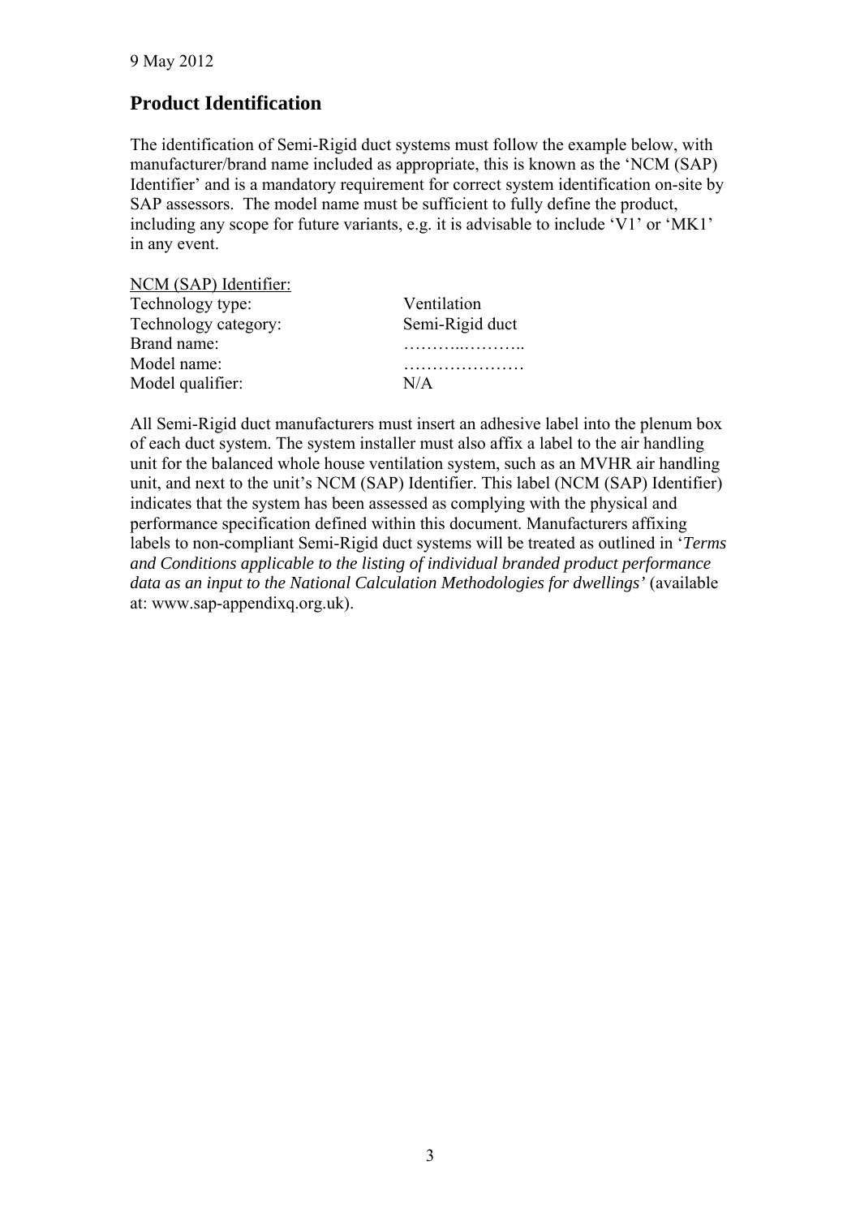9 May 2012

## Product Identification

The identification of Semi-Rigid duct systems must follow the example below, with manufacturer/brand name included as appropriate, this is known as the 'NCM (SAP) Identifier' and is a mandatory requirement for correct system identification on-site by SAP assessors. The model name must be sufficient to fully define the product, including any scope for future variants, e.g. it is advisable to include 'V1' or 'MK1' in any event.

<u>NCM (SAP) Identifier:</u>

| | |
|---|---|
| Technology type: | Ventilation |
| Technology category: | Semi-Rigid duct |
| Brand name: | ………..……….. |
| Model name: | ………………… |
| Model qualifier: | N/A |

All Semi-Rigid duct manufacturers must insert an adhesive label into the plenum box of each duct system. The system installer must also affix a label to the air handling unit for the balanced whole house ventilation system, such as an MVHR air handling unit, and next to the unit's NCM (SAP) Identifier. This label (NCM (SAP) Identifier) indicates that the system has been assessed as complying with the physical and performance specification defined within this document. Manufacturers affixing labels to non-compliant Semi-Rigid duct systems will be treated as outlined in '*Terms and Conditions applicable to the listing of individual branded product performance data as an input to the National Calculation Methodologies for dwellings'* (available at: www.sap-appendixq.org.uk).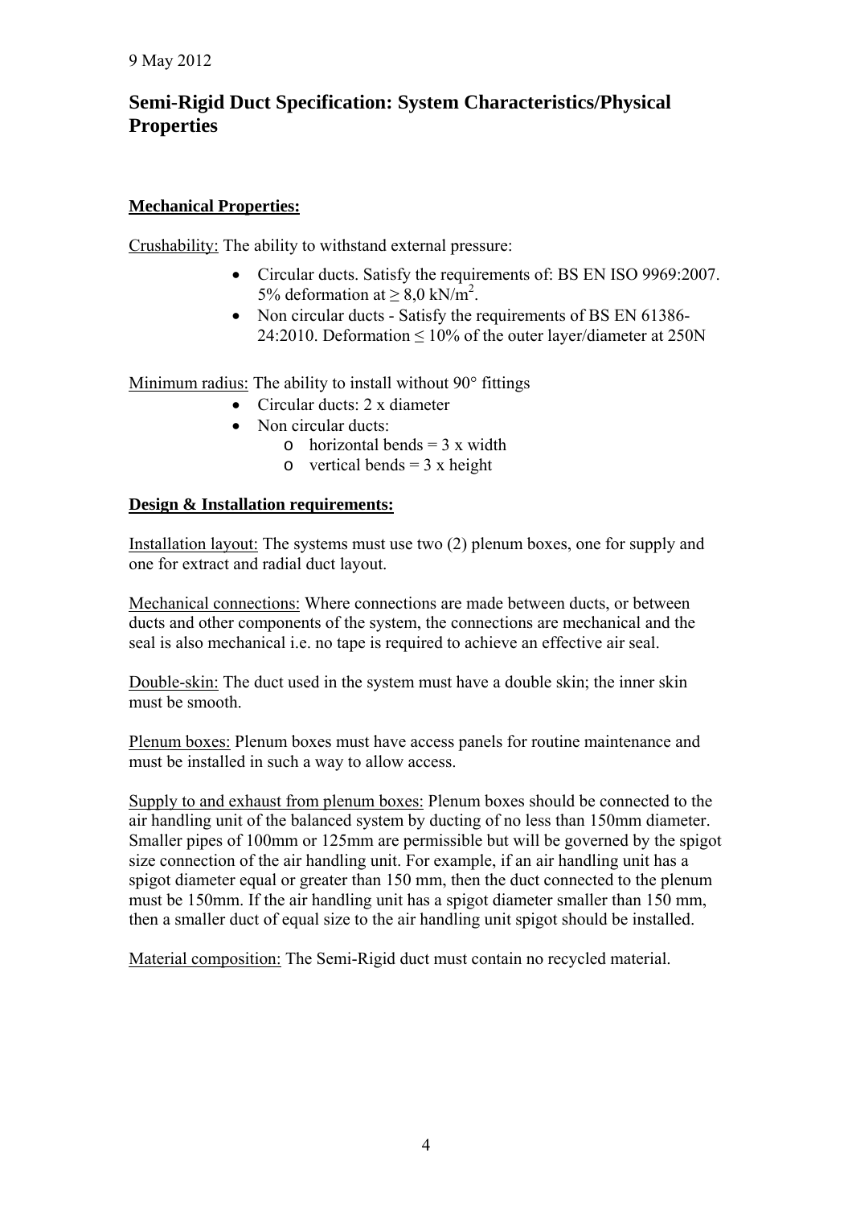9 May 2012

# Semi-Rigid Duct Specification: System Characteristics/Physical Properties

**Mechanical Properties:**

Crushability: The ability to withstand external pressure:

- Circular ducts. Satisfy the requirements of: BS EN ISO 9969:2007. 5% deformation at $\geq 8{,}0$ kN/m$^2$.
- Non circular ducts - Satisfy the requirements of BS EN 61386-24:2010. Deformation $\leq 10\%$ of the outer layer/diameter at 250N

Minimum radius: The ability to install without 90° fittings

- Circular ducts: 2 x diameter
- Non circular ducts:
  - horizontal bends = 3 x width
  - vertical bends = 3 x height

**Design & Installation requirements:**

Installation layout: The systems must use two (2) plenum boxes, one for supply and one for extract and radial duct layout.

Mechanical connections: Where connections are made between ducts, or between ducts and other components of the system, the connections are mechanical and the seal is also mechanical i.e. no tape is required to achieve an effective air seal.

Double-skin: The duct used in the system must have a double skin; the inner skin must be smooth.

Plenum boxes: Plenum boxes must have access panels for routine maintenance and must be installed in such a way to allow access.

Supply to and exhaust from plenum boxes: Plenum boxes should be connected to the air handling unit of the balanced system by ducting of no less than 150mm diameter. Smaller pipes of 100mm or 125mm are permissible but will be governed by the spigot size connection of the air handling unit. For example, if an air handling unit has a spigot diameter equal or greater than 150 mm, then the duct connected to the plenum must be 150mm. If the air handling unit has a spigot diameter smaller than 150 mm, then a smaller duct of equal size to the air handling unit spigot should be installed.

Material composition: The Semi-Rigid duct must contain no recycled material.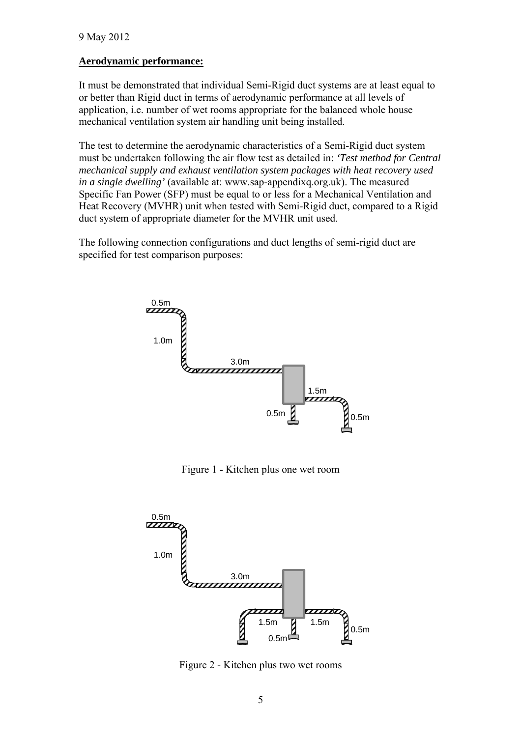9 May 2012

**Aerodynamic performance:**

It must be demonstrated that individual Semi-Rigid duct systems are at least equal to or better than Rigid duct in terms of aerodynamic performance at all levels of application, i.e. number of wet rooms appropriate for the balanced whole house mechanical ventilation system air handling unit being installed.

The test to determine the aerodynamic characteristics of a Semi-Rigid duct system must be undertaken following the air flow test as detailed in: *'Test method for Central mechanical supply and exhaust ventilation system packages with heat recovery used in a single dwelling'* (available at: www.sap-appendixq.org.uk). The measured Specific Fan Power (SFP) must be equal to or less for a Mechanical Ventilation and Heat Recovery (MVHR) unit when tested with Semi-Rigid duct, compared to a Rigid duct system of appropriate diameter for the MVHR unit used.

The following connection configurations and duct lengths of semi-rigid duct are specified for test comparison purposes:

0.5m
1.0m
3.0m
1.5m
0.5m
0.5m

Figure 1 - Kitchen plus one wet room

0.5m
1.0m
3.0m
1.5m
1.5m
0.5m
0.5m

Figure 2 - Kitchen plus two wet rooms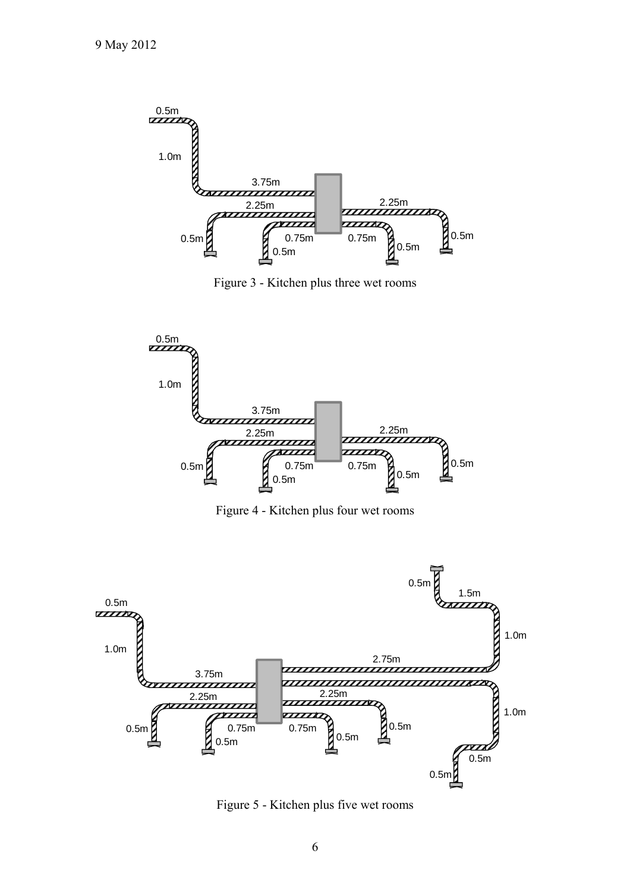9 May 2012

0.5m

1.0m

3.75m

2.25m

2.25m

0.5m

0.75m

0.75m

0.5m

0.5m

0.5m

Figure 3 - Kitchen plus three wet rooms

0.5m

1.0m

3.75m

2.25m

2.25m

0.5m

0.75m

0.75m

0.5m

0.5m

0.5m

Figure 4 - Kitchen plus four wet rooms

0.5m

1.5m

0.5m

1.0m

1.0m

2.75m

3.75m

2.25m

2.25m

1.0m

0.5m

0.75m

0.75m

0.5m

0.5m

0.5m

0.5m

0.5m

Figure 5 - Kitchen plus five wet rooms